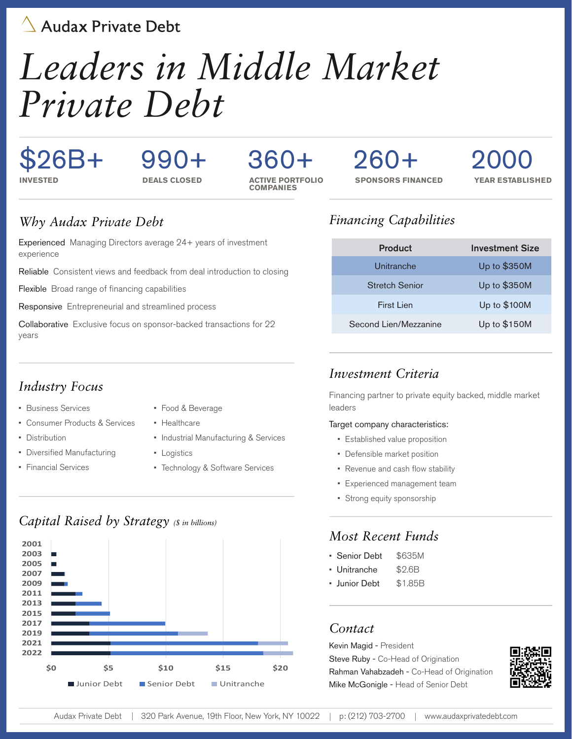Audax Private Debt

# *Leaders in Middle Market Private Debt*

| $26B+ | 990+ | 360+ | 260+ | 2000 |
|---|---|---|---|---|
| INVESTED | DEALS CLOSED | ACTIVE PORTFOLIO COMPANIES | SPONSORS FINANCED | YEAR ESTABLISHED |

## *Why Audax Private Debt*

**Experienced** Managing Directors average 24+ years of investment experience

**Reliable** Consistent views and feedback from deal introduction to closing

**Flexible** Broad range of financing capabilities

**Responsive** Entrepreneurial and streamlined process

**Collaborative** Exclusive focus on sponsor-backed transactions for 22 years

## *Industry Focus*

- Business Services
- Consumer Products & Services
- Distribution
- Diversified Manufacturing
- Financial Services
- Food & Beverage
- Healthcare
- Industrial Manufacturing & Services
- Logistics
- Technology & Software Services

## *Capital Raised by Strategy* *($ in billions)*

Years: 2001, 2003, 2005, 2007, 2009, 2011, 2013, 2015, 2017, 2019, 2021, 2022

Axis: $0, $5, $10, $15, $20

Legend: Junior Debt, Senior Debt, Unitranche

## *Financing Capabilities*

| Product | Investment Size |
|---|---|
| Unitranche | Up to $350M |
| Stretch Senior | Up to $350M |
| First Lien | Up to $100M |
| Second Lien/Mezzanine | Up to $150M |

## *Investment Criteria*

Financing partner to private equity backed, middle market leaders

Target company characteristics:

- Established value proposition
- Defensible market position
- Revenue and cash flow stability
- Experienced management team
- Strong equity sponsorship

## *Most Recent Funds*

- Senior Debt $635M
- Unitranche $2.6B
- Junior Debt $1.85B

## *Contact*

Kevin Magid - President

Steve Ruby - Co-Head of Origination

Rahman Vahabzadeh - Co-Head of Origination

Mike McGonigle - Head of Senior Debt

Audax Private Debt | 320 Park Avenue, 19th Floor, New York, NY 10022 | p: (212) 703-2700 | www.audaxprivatedebt.com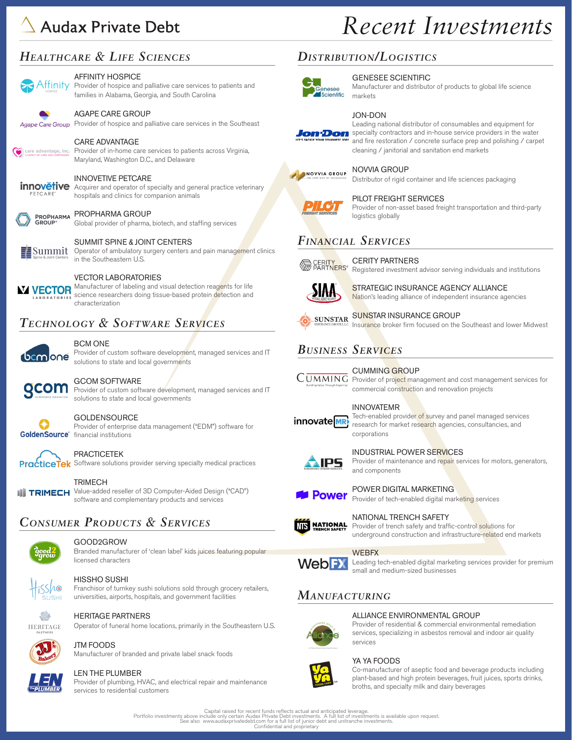# Audax Private Debt

# Recent Investments

## Healthcare & Life Sciences

**AFFINITY HOSPICE**
Provider of hospice and palliative care services to patients and families in Alabama, Georgia, and South Carolina

**AGAPE CARE GROUP**
Provider of hospice and palliative care services in the Southeast

**CARE ADVANTAGE**
Provider of in-home care services to patients across Virginia, Maryland, Washington D.C., and Delaware

**INNOVETIVE PETCARE**
Acquirer and operator of specialty and general practice veterinary hospitals and clinics for companion animals

**PROPHARMA GROUP**
Global provider of pharma, biotech, and staffing services

**SUMMIT SPINE & JOINT CENTERS**
Operator of ambulatory surgery centers and pain management clinics in the Southeastern U.S.

**VECTOR LABORATORIES**
Manufacturer of labeling and visual detection reagents for life science researchers doing tissue-based protein detection and characterization

## Technology & Software Services

**BCM ONE**
Provider of custom software development, managed services and IT solutions to state and local governments

**GCOM SOFTWARE**
Provider of custom software development, managed services and IT solutions to state and local governments

**GOLDENSOURCE**
Provider of enterprise data management ("EDM") software for financial institutions

**PRACTICETEK**
Software solutions provider serving specialty medical practices

**TRIMECH**
Value-added reseller of 3D Computer-Aided Design ("CAD") software and complementary products and services

## Consumer Products & Services

**GOOD2GROW**
Branded manufacturer of 'clean label' kids juices featuring popular licensed characters

**HISSHO SUSHI**
Franchisor of turnkey sushi solutions sold through grocery retailers, universities, airports, hospitals, and government facilities

**HERITAGE PARTNERS**
Operator of funeral home locations, primarily in the Southeastern U.S.

**JTM FOODS**
Manufacturer of branded and private label snack foods

**LEN THE PLUMBER**
Provider of plumbing, HVAC, and electrical repair and maintenance services to residential customers

## Distribution/Logistics

**GENESEE SCIENTIFIC**
Manufacturer and distributor of products to global life science markets

**JON-DON**
Leading national distributor of consumables and equipment for specialty contractors and in-house service providers in the water and fire restoration / concrete surface prep and polishing / carpet cleaning / janitorial and sanitation end markets

**NOVVIA GROUP**
Distributor of rigid container and life sciences packaging

**PILOT FREIGHT SERVICES**
Provider of non-asset based freight transportation and third-party logistics globally

## Financial Services

**CERITY PARTNERS**
Registered investment advisor serving individuals and institutions

**STRATEGIC INSURANCE AGENCY ALLIANCE**
Nation's leading alliance of independent insurance agencies

**SUNSTAR INSURANCE GROUP**
Insurance broker firm focused on the Southeast and lower Midwest

## Business Services

**CUMMING GROUP**
Provider of project management and cost management services for commercial construction and renovation projects

**INNOVATEMR**
Tech-enabled provider of survey and panel managed services research for market research agencies, consultancies, and corporations

**INDUSTRIAL POWER SERVICES**
Provider of maintenance and repair services for motors, generators, and components

**POWER DIGITAL MARKETING**
Provider of tech-enabled digital marketing services

**NATIONAL TRENCH SAFETY**
Provider of trench safety and traffic-control solutions for underground construction and infrastructure-related end markets

**WEBFX**
Leading tech-enabled digital marketing services provider for premium small and medium-sized businesses

## Manufacturing

**ALLIANCE ENVIRONMENTAL GROUP**
Provider of residential & commercial environmental remediation services, specializing in asbestos removal and indoor air quality services

**YA YA FOODS**
Co-manufacturer of aseptic food and beverage products including plant-based and high protein beverages, fruit juices, sports drinks, broths, and specialty milk and dairy beverages

Capital raised for recent funds reflects actual and anticipated leverage.
Portfolio investments above include only certain Audax Private Debt investments. A full list of investments is available upon request.
See also www.audaxprivatedebt.com for a full list of junior debt and unitranche investments.
Confidential and proprietary